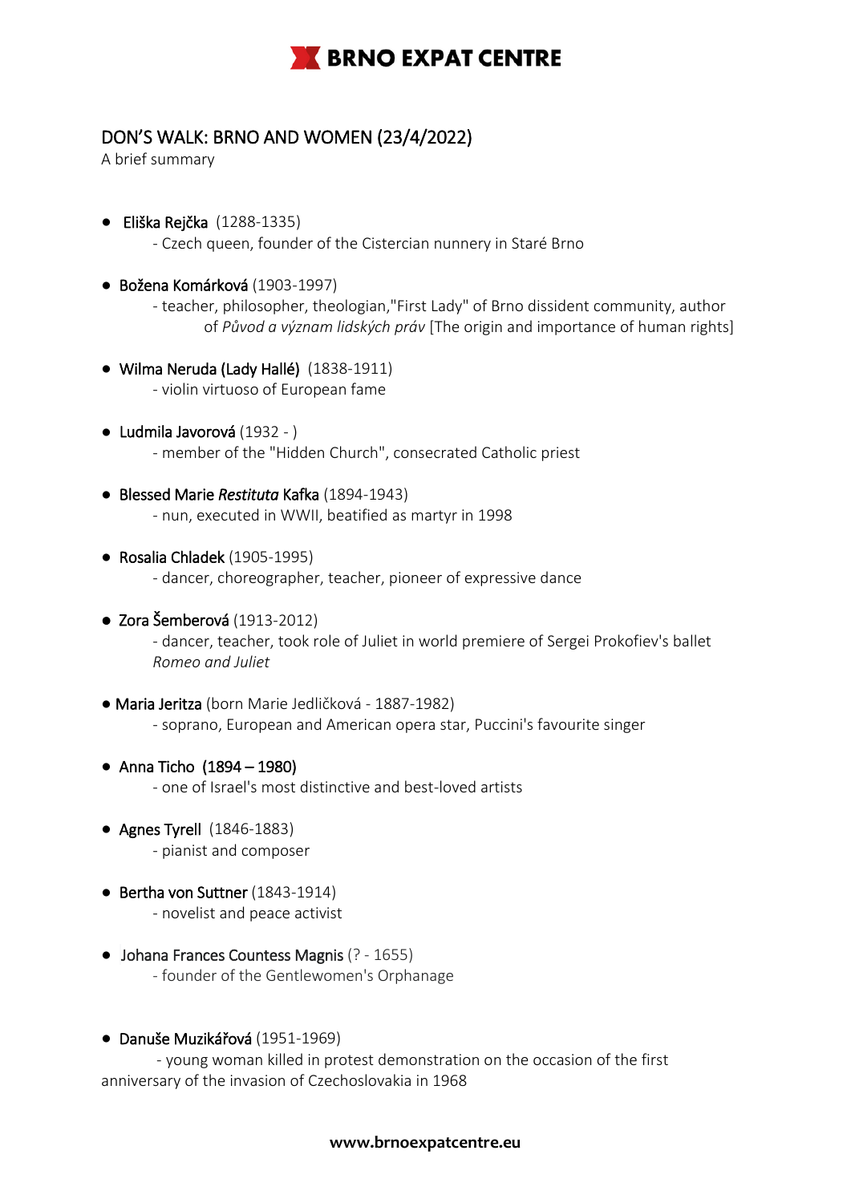# BRNO EXPAT CENTRE

## DON'S WALK: BRNO AND WOMEN (23/4/2022)

A brief summary

- **Eliška Rejčka** (1288-1335)
  - Czech queen, founder of the Cistercian nunnery in Staré Brno
- **Božena Komárková** (1903-1997)
  - teacher, philosopher, theologian,"First Lady" of Brno dissident community, author of *Původ a význam lidských práv* [The origin and importance of human rights]
- **Wilma Neruda (Lady Hallé)** (1838-1911)
  - violin virtuoso of European fame
- **Ludmila Javorová** (1932 - )
  - member of the "Hidden Church", consecrated Catholic priest
- **Blessed Marie *Restituta* Kafka** (1894-1943)
  - nun, executed in WWII, beatified as martyr in 1998
- **Rosalia Chladek** (1905-1995)
  - dancer, choreographer, teacher, pioneer of expressive dance
- **Zora Šemberová** (1913-2012)
  - dancer, teacher, took role of Juliet in world premiere of Sergei Prokofiev's ballet *Romeo and Juliet*
- **Maria Jeritza** (born Marie Jedličková - 1887-1982)
  - soprano, European and American opera star, Puccini's favourite singer
- **Anna Ticho (1894 – 1980)**
  - one of Israel's most distinctive and best-loved artists
- **Agnes Tyrell** (1846-1883)
  - pianist and composer
- **Bertha von Suttner** (1843-1914)
  - novelist and peace activist
- **Johana Frances Countess Magnis** (? - 1655)
  - founder of the Gentlewomen's Orphanage
- **Danuše Muzikářová** (1951-1969)
  - young woman killed in protest demonstration on the occasion of the first anniversary of the invasion of Czechoslovakia in 1968

www.brnoexpatcentre.eu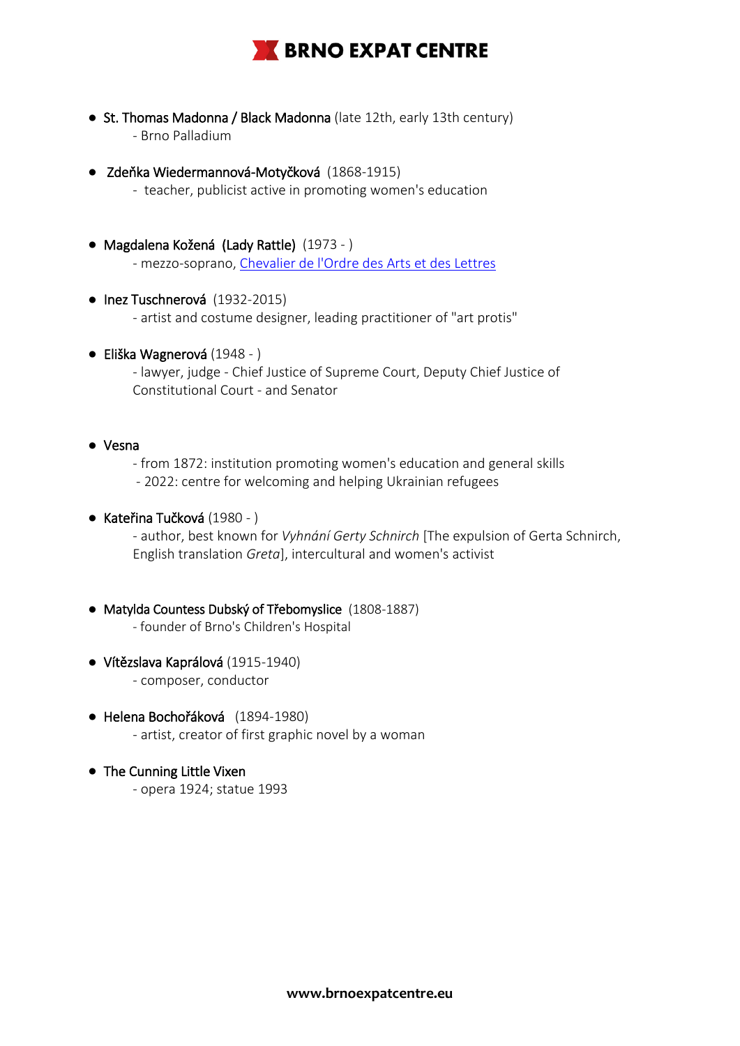- St. Thomas Madonna / Black Madonna (late 12th, early 13th century)
  - Brno Palladium

- Zdeňka Wiedermannová-Motyčková (1868-1915)
  - teacher, publicist active in promoting women's education

- Magdalena Kožená (Lady Rattle) (1973 - )
  - mezzo-soprano, Chevalier de l'Ordre des Arts et des Lettres

- Inez Tuschnerová (1932-2015)
  - artist and costume designer, leading practitioner of "art protis"

- Eliška Wagnerová (1948 - )
  - lawyer, judge - Chief Justice of Supreme Court, Deputy Chief Justice of Constitutional Court - and Senator

- Vesna
  - from 1872: institution promoting women's education and general skills
  - 2022: centre for welcoming and helping Ukrainian refugees

- Kateřina Tučková (1980 - )
  - author, best known for *Vyhnání Gerty Schnirch* [The expulsion of Gerta Schnirch, English translation *Greta*], intercultural and women's activist

- Matylda Countess Dubský of Třebomyslice (1808-1887)
  - founder of Brno's Children's Hospital

- Vítězslava Kaprálová (1915-1940)
  - composer, conductor

- Helena Bochořáková (1894-1980)
  - artist, creator of first graphic novel by a woman

- The Cunning Little Vixen
  - opera 1924; statue 1993